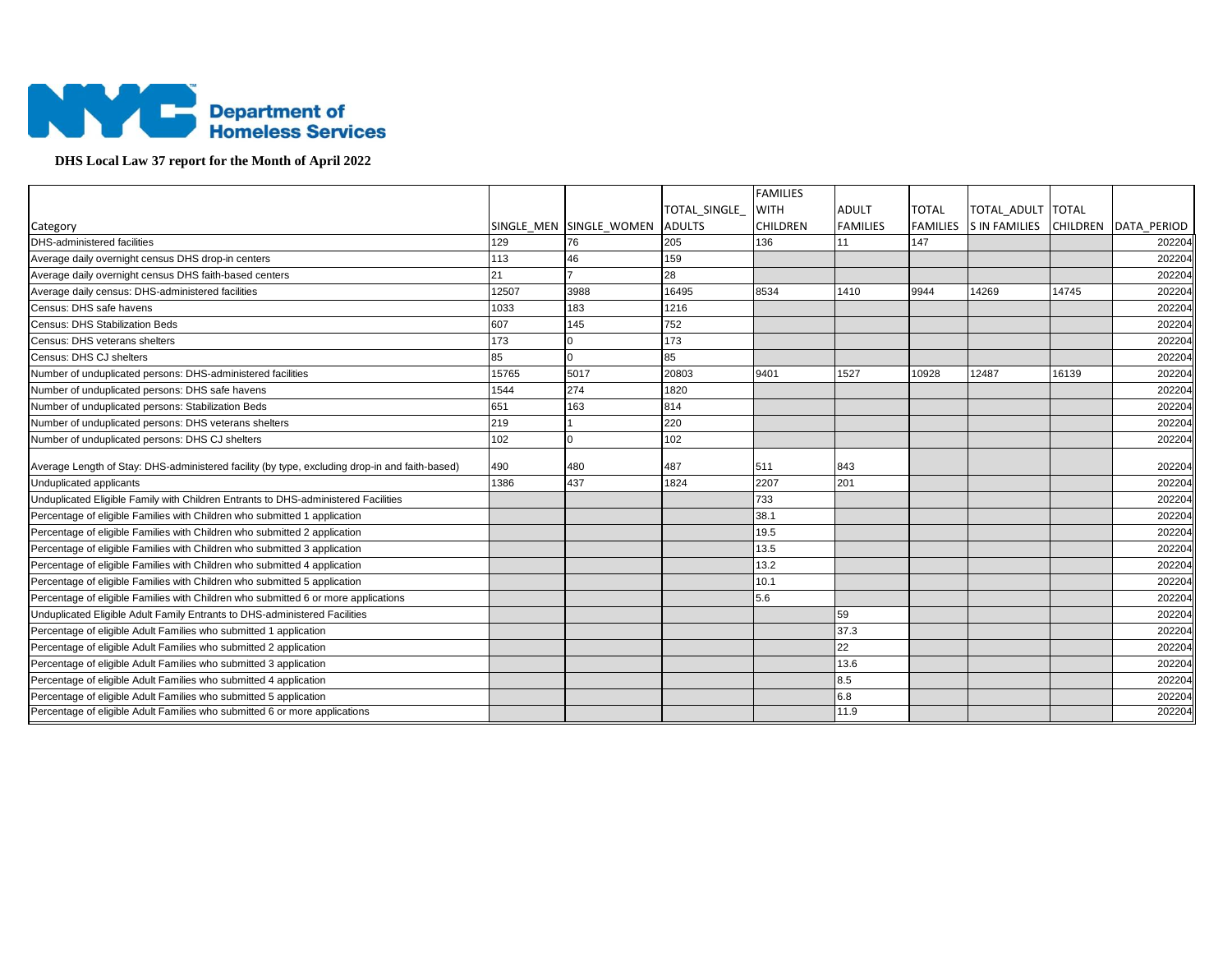NYC Department of Homeless Services

**DHS Local Law 37 report for the Month of April 2022**

| Category | SINGLE_MEN | SINGLE_WOMEN | TOTAL_SINGLE_ADULTS | FAMILIES WITH CHILDREN | ADULT FAMILIES | TOTAL FAMILIES | TOTAL_ADULTS IN FAMILIES | TOTAL CHILDREN | DATA_PERIOD |
|---|---|---|---|---|---|---|---|---|---|
| DHS-administered facilities | 129 | 76 | 205 | 136 | 11 | 147 | | | 202204 |
| Average daily overnight census DHS drop-in centers | 113 | 46 | 159 | | | | | | 202204 |
| Average daily overnight census DHS faith-based centers | 21 | 7 | 28 | | | | | | 202204 |
| Average daily census: DHS-administered facilities | 12507 | 3988 | 16495 | 8534 | 1410 | 9944 | 14269 | 14745 | 202204 |
| Census: DHS safe havens | 1033 | 183 | 1216 | | | | | | 202204 |
| Census: DHS Stabilization Beds | 607 | 145 | 752 | | | | | | 202204 |
| Census: DHS veterans shelters | 173 | 0 | 173 | | | | | | 202204 |
| Census: DHS CJ shelters | 85 | 0 | 85 | | | | | | 202204 |
| Number of unduplicated persons: DHS-administered facilities | 15765 | 5017 | 20803 | 9401 | 1527 | 10928 | 12487 | 16139 | 202204 |
| Number of unduplicated persons: DHS safe havens | 1544 | 274 | 1820 | | | | | | 202204 |
| Number of unduplicated persons: Stabilization Beds | 651 | 163 | 814 | | | | | | 202204 |
| Number of unduplicated persons: DHS veterans shelters | 219 | 1 | 220 | | | | | | 202204 |
| Number of unduplicated persons: DHS CJ shelters | 102 | 0 | 102 | | | | | | 202204 |
| Average Length of Stay: DHS-administered facility (by type, excluding drop-in and faith-based) | 490 | 480 | 487 | 511 | 843 | | | | 202204 |
| Unduplicated applicants | 1386 | 437 | 1824 | 2207 | 201 | | | | 202204 |
| Unduplicated Eligible Family with Children Entrants to DHS-administered Facilities | | | | 733 | | | | | 202204 |
| Percentage of eligible Families with Children who submitted 1 application | | | | 38.1 | | | | | 202204 |
| Percentage of eligible Families with Children who submitted 2 application | | | | 19.5 | | | | | 202204 |
| Percentage of eligible Families with Children who submitted 3 application | | | | 13.5 | | | | | 202204 |
| Percentage of eligible Families with Children who submitted 4 application | | | | 13.2 | | | | | 202204 |
| Percentage of eligible Families with Children who submitted 5 application | | | | 10.1 | | | | | 202204 |
| Percentage of eligible Families with Children who submitted 6 or more applications | | | | 5.6 | | | | | 202204 |
| Unduplicated Eligible Adult Family Entrants to DHS-administered Facilities | | | | | 59 | | | | 202204 |
| Percentage of eligible Adult Families who submitted 1 application | | | | | 37.3 | | | | 202204 |
| Percentage of eligible Adult Families who submitted 2 application | | | | | 22 | | | | 202204 |
| Percentage of eligible Adult Families who submitted 3 application | | | | | 13.6 | | | | 202204 |
| Percentage of eligible Adult Families who submitted 4 application | | | | | 8.5 | | | | 202204 |
| Percentage of eligible Adult Families who submitted 5 application | | | | | 6.8 | | | | 202204 |
| Percentage of eligible Adult Families who submitted 6 or more applications | | | | | 11.9 | | | | 202204 |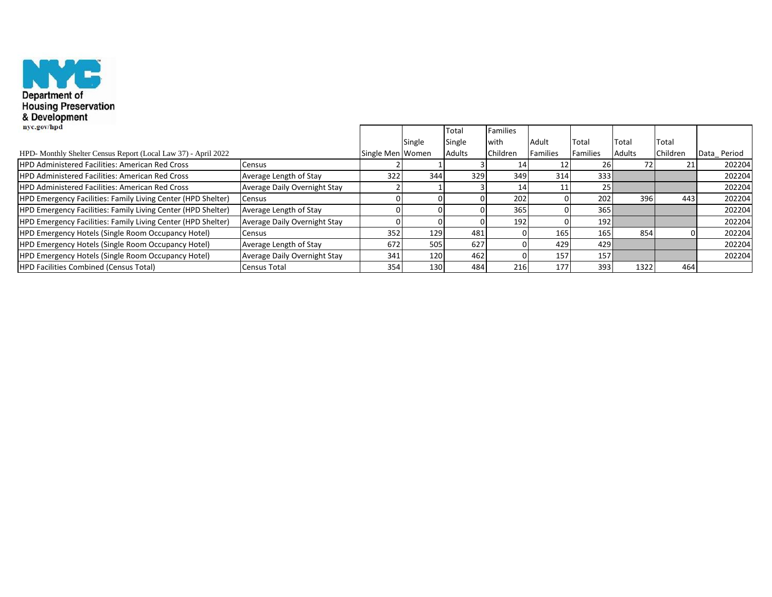Department of Housing Preservation & Development

nyc.gov/hpd

| HPD- Monthly Shelter Census Report (Local Law 37) - April 2022 | | Single Men | Single Women | Total Single Adults | Families with Children | Adult Families | Total Families | Total Adults | Total Children | Data_ Period |
|---|---|---|---|---|---|---|---|---|---|---|
| HPD Administered Facilities: American Red Cross | Census | 2 | 1 | 3 | 14 | 12 | 26 | 72 | 21 | 202204 |
| HPD Administered Facilities: American Red Cross | Average Length of Stay | 322 | 344 | 329 | 349 | 314 | 333 | | | 202204 |
| HPD Administered Facilities: American Red Cross | Average Daily Overnight Stay | 2 | 1 | 3 | 14 | 11 | 25 | | | 202204 |
| HPD Emergency Facilities: Family Living Center (HPD Shelter) | Census | 0 | 0 | 0 | 202 | 0 | 202 | 396 | 443 | 202204 |
| HPD Emergency Facilities: Family Living Center (HPD Shelter) | Average Length of Stay | 0 | 0 | 0 | 365 | 0 | 365 | | | 202204 |
| HPD Emergency Facilities: Family Living Center (HPD Shelter) | Average Daily Overnight Stay | 0 | 0 | 0 | 192 | 0 | 192 | | | 202204 |
| HPD Emergency Hotels (Single Room Occupancy Hotel) | Census | 352 | 129 | 481 | 0 | 165 | 165 | 854 | 0 | 202204 |
| HPD Emergency Hotels (Single Room Occupancy Hotel) | Average Length of Stay | 672 | 505 | 627 | 0 | 429 | 429 | | | 202204 |
| HPD Emergency Hotels (Single Room Occupancy Hotel) | Average Daily Overnight Stay | 341 | 120 | 462 | 0 | 157 | 157 | | | 202204 |
| HPD Facilities Combined (Census Total) | Census Total | 354 | 130 | 484 | 216 | 177 | 393 | 1322 | 464 | |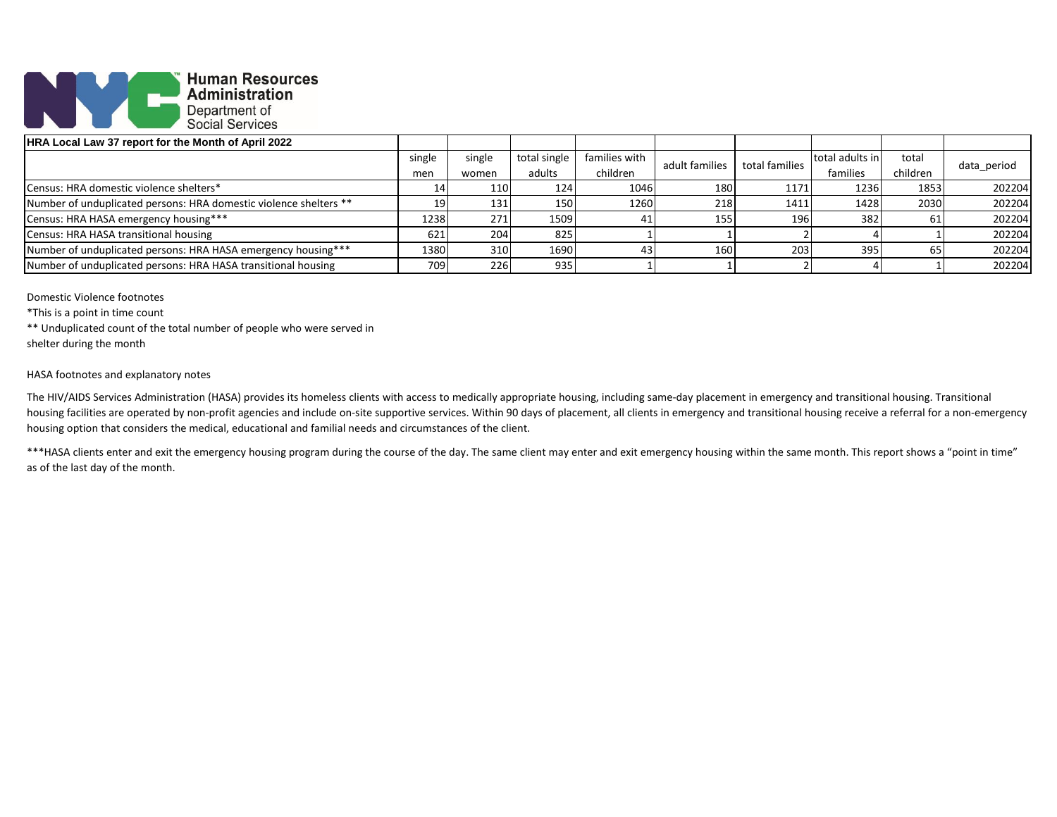Human Resources Administration
Department of Social Services

| HRA Local Law 37 report for the Month of April 2022 | | | | | | | | | |
|---|---|---|---|---|---|---|---|---|---|
| | single men | single women | total single adults | families with children | adult families | total families | total adults in families | total children | data_period |
| Census: HRA domestic violence shelters* | 14 | 110 | 124 | 1046 | 180 | 1171 | 1236 | 1853 | 202204 |
| Number of unduplicated persons: HRA domestic violence shelters ** | 19 | 131 | 150 | 1260 | 218 | 1411 | 1428 | 2030 | 202204 |
| Census: HRA HASA emergency housing*** | 1238 | 271 | 1509 | 41 | 155 | 196 | 382 | 61 | 202204 |
| Census: HRA HASA transitional housing | 621 | 204 | 825 | 1 | 1 | 2 | 4 | 1 | 202204 |
| Number of unduplicated persons: HRA HASA emergency housing*** | 1380 | 310 | 1690 | 43 | 160 | 203 | 395 | 65 | 202204 |
| Number of unduplicated persons: HRA HASA transitional housing | 709 | 226 | 935 | 1 | 1 | 2 | 4 | 1 | 202204 |

Domestic Violence footnotes

*This is a point in time count

** Unduplicated count of the total number of people who were served in shelter during the month

HASA footnotes and explanatory notes

The HIV/AIDS Services Administration (HASA) provides its homeless clients with access to medically appropriate housing, including same-day placement in emergency and transitional housing. Transitional housing facilities are operated by non-profit agencies and include on-site supportive services. Within 90 days of placement, all clients in emergency and transitional housing receive a referral for a non-emergency housing option that considers the medical, educational and familial needs and circumstances of the client.

***HASA clients enter and exit the emergency housing program during the course of the day. The same client may enter and exit emergency housing within the same month. This report shows a "point in time" as of the last day of the month.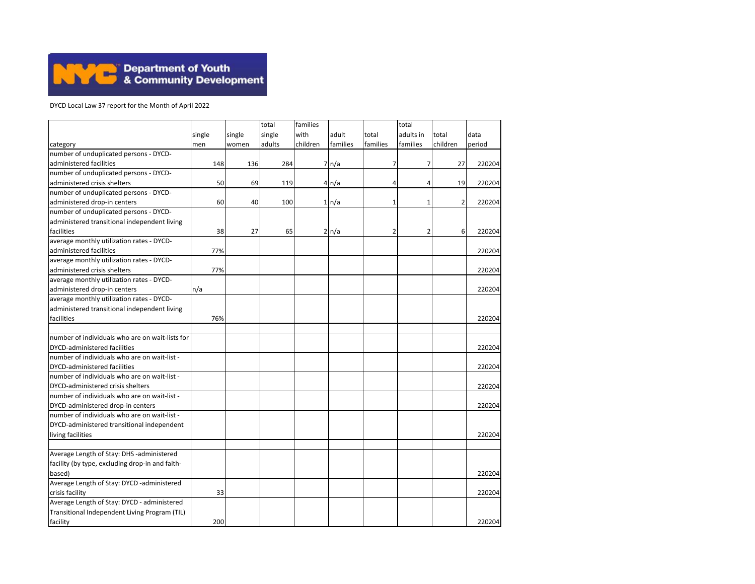NYC Department of Youth & Community Development

DYCD Local Law 37 report for the Month of April 2022

| category | single men | single women | total single adults | families with children | adult families | total families | total adults in families | total children | data period |
|---|---|---|---|---|---|---|---|---|---|
| number of unduplicated persons - DYCD-administered facilities | 148 | 136 | 284 | 7 | n/a | 7 | 7 | 27 | 220204 |
| number of unduplicated persons - DYCD-administered crisis shelters | 50 | 69 | 119 | 4 | n/a | 4 | 4 | 19 | 220204 |
| number of unduplicated persons - DYCD-administered drop-in centers | 60 | 40 | 100 | 1 | n/a | 1 | 1 | 2 | 220204 |
| number of unduplicated persons - DYCD-administered transitional independent living facilities | 38 | 27 | 65 | 2 | n/a | 2 | 2 | 6 | 220204 |
| average monthly utilization rates - DYCD-administered facilities | 77% | | | | | | | | 220204 |
| average monthly utilization rates - DYCD-administered crisis shelters | 77% | | | | | | | | 220204 |
| average monthly utilization rates - DYCD-administered drop-in centers | n/a | | | | | | | | 220204 |
| average monthly utilization rates - DYCD-administered transitional independent living facilities | 76% | | | | | | | | 220204 |
| | | | | | | | | | |
| number of individuals who are on wait-lists for DYCD-administered facilities | | | | | | | | | 220204 |
| number of individuals who are on wait-list - DYCD-administered facilities | | | | | | | | | 220204 |
| number of individuals who are on wait-list - DYCD-administered crisis shelters | | | | | | | | | 220204 |
| number of individuals who are on wait-list - DYCD-administered drop-in centers | | | | | | | | | 220204 |
| number of individuals who are on wait-list - DYCD-administered transitional independent living facilities | | | | | | | | | 220204 |
| | | | | | | | | | |
| Average Length of Stay: DHS -administered facility (by type, excluding drop-in and faith-based) | | | | | | | | | 220204 |
| Average Length of Stay: DYCD -administered crisis facility | 33 | | | | | | | | 220204 |
| Average Length of Stay: DYCD - administered Transitional Independent Living Program (TIL) facility | 200 | | | | | | | | 220204 |